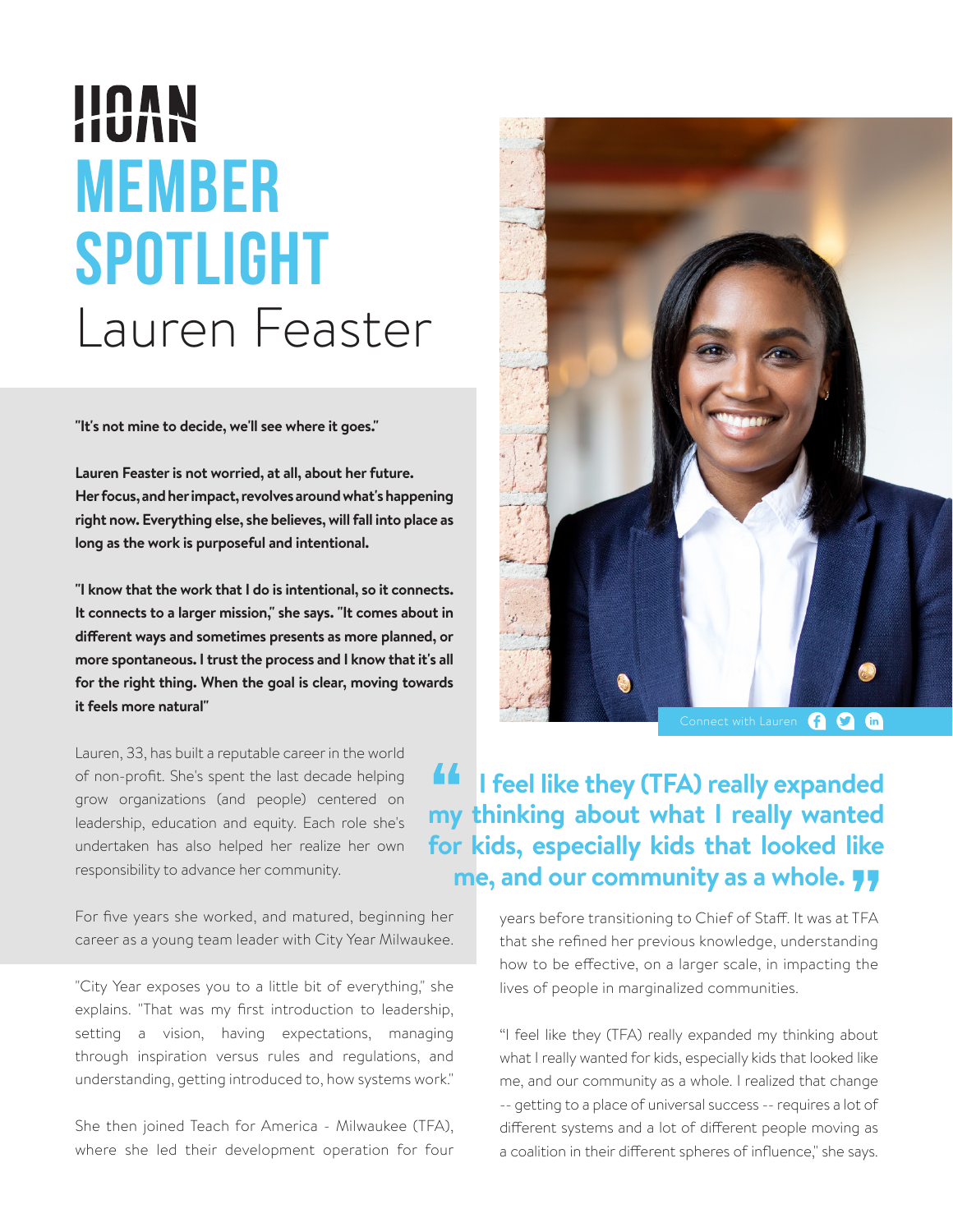# HOAN MEMBER SPOTLIGHT

## Lauren Feaster

**"It's not mine to decide, we'll see where it goes."**

**Lauren Feaster is not worried, at all, about her future. Her focus, and her impact, revolves around what's happening right now. Everything else, she believes, will fall into place as long as the work is purposeful and intentional.**

**"I know that the work that I do is intentional, so it connects. It connects to a larger mission," she says. "It comes about in different ways and sometimes presents as more planned, or more spontaneous. I trust the process and I know that it's all for the right thing. When the goal is clear, moving towards it feels more natural"**

Connect with Lauren

Lauren, 33, has built a reputable career in the world of non-profit. She's spent the last decade helping grow organizations (and people) centered on leadership, education and equity. Each role she's undertaken has also helped her realize her own responsibility to advance her community.

> "I feel like they (TFA) really expanded my thinking about what I really wanted for kids, especially kids that looked like me, and our community as a whole."

For five years she worked, and matured, beginning her career as a young team leader with City Year Milwaukee.

"City Year exposes you to a little bit of everything," she explains. "That was my first introduction to leadership, setting a vision, having expectations, managing through inspiration versus rules and regulations, and understanding, getting introduced to, how systems work."

She then joined Teach for America - Milwaukee (TFA), where she led their development operation for four years before transitioning to Chief of Staff. It was at TFA that she refined her previous knowledge, understanding how to be effective, on a larger scale, in impacting the lives of people in marginalized communities.

"I feel like they (TFA) really expanded my thinking about what I really wanted for kids, especially kids that looked like me, and our community as a whole. I realized that change -- getting to a place of universal success -- requires a lot of different systems and a lot of different people moving as a coalition in their different spheres of influence," she says.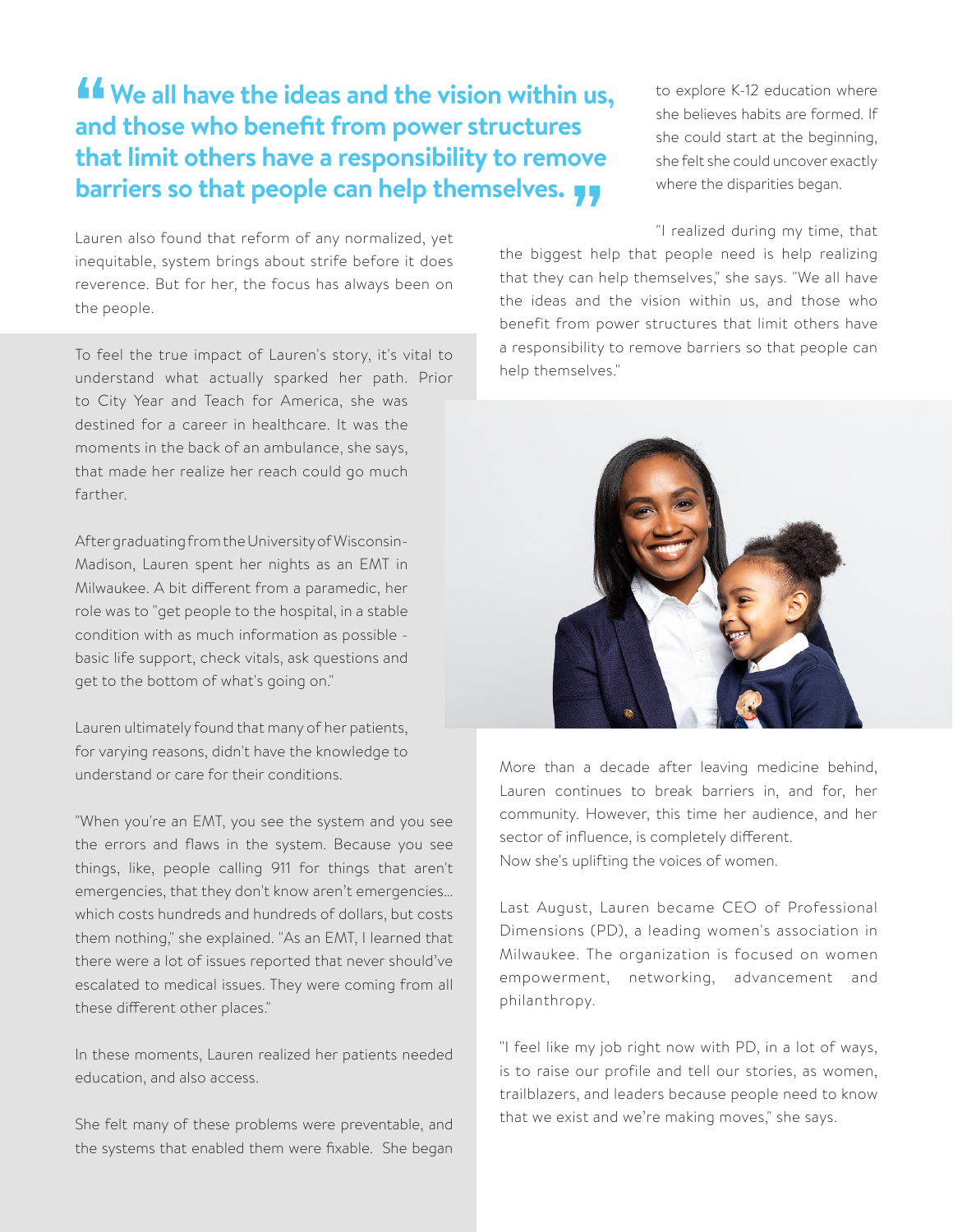> **"We all have the ideas and the vision within us, and those who benefit from power structures that limit others have a responsibility to remove barriers so that people can help themselves."**

Lauren also found that reform of any normalized, yet inequitable, system brings about strife before it does reverence. But for her, the focus has always been on the people.

To feel the true impact of Lauren's story, it's vital to understand what actually sparked her path. Prior to City Year and Teach for America, she was destined for a career in healthcare. It was the moments in the back of an ambulance, she says, that made her realize her reach could go much farther.

After graduating from the University of Wisconsin-Madison, Lauren spent her nights as an EMT in Milwaukee. A bit different from a paramedic, her role was to "get people to the hospital, in a stable condition with as much information as possible - basic life support, check vitals, ask questions and get to the bottom of what's going on."

Lauren ultimately found that many of her patients, for varying reasons, didn't have the knowledge to understand or care for their conditions.

"When you're an EMT, you see the system and you see the errors and flaws in the system. Because you see things, like, people calling 911 for things that aren't emergencies, that they don't know aren't emergencies... which costs hundreds and hundreds of dollars, but costs them nothing," she explained. "As an EMT, I learned that there were a lot of issues reported that never should've escalated to medical issues. They were coming from all these different other places."

In these moments, Lauren realized her patients needed education, and also access.

She felt many of these problems were preventable, and the systems that enabled them were fixable. She began to explore K-12 education where she believes habits are formed. If she could start at the beginning, she felt she could uncover exactly where the disparities began.

"I realized during my time, that the biggest help that people need is help realizing that they can help themselves," she says. "We all have the ideas and the vision within us, and those who benefit from power structures that limit others have a responsibility to remove barriers so that people can help themselves."

More than a decade after leaving medicine behind, Lauren continues to break barriers in, and for, her community. However, this time her audience, and her sector of influence, is completely different.
Now she's uplifting the voices of women.

Last August, Lauren became CEO of Professional Dimensions (PD), a leading women's association in Milwaukee. The organization is focused on women empowerment, networking, advancement and philanthropy.

"I feel like my job right now with PD, in a lot of ways, is to raise our profile and tell our stories, as women, trailblazers, and leaders because people need to know that we exist and we're making moves," she says.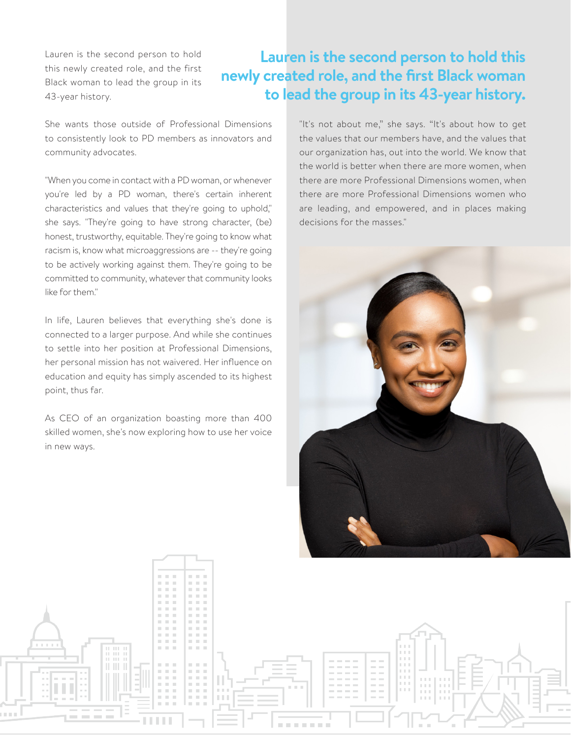Lauren is the second person to hold this newly created role, and the first Black woman to lead the group in its 43-year history.

**Lauren is the second person to hold this newly created role, and the first Black woman to lead the group in its 43-year history.**

She wants those outside of Professional Dimensions to consistently look to PD members as innovators and community advocates.

"When you come in contact with a PD woman, or whenever you're led by a PD woman, there's certain inherent characteristics and values that they're going to uphold," she says. "They're going to have strong character, (be) honest, trustworthy, equitable. They're going to know what racism is, know what microaggressions are -- they're going to be actively working against them. They're going to be committed to community, whatever that community looks like for them."

In life, Lauren believes that everything she's done is connected to a larger purpose. And while she continues to settle into her position at Professional Dimensions, her personal mission has not waivered. Her influence on education and equity has simply ascended to its highest point, thus far.

As CEO of an organization boasting more than 400 skilled women, she's now exploring how to use her voice in new ways.

"It's not about me," she says. "It's about how to get the values that our members have, and the values that our organization has, out into the world. We know that the world is better when there are more women, when there are more Professional Dimensions women, when there are more Professional Dimensions women who are leading, and empowered, and in places making decisions for the masses."